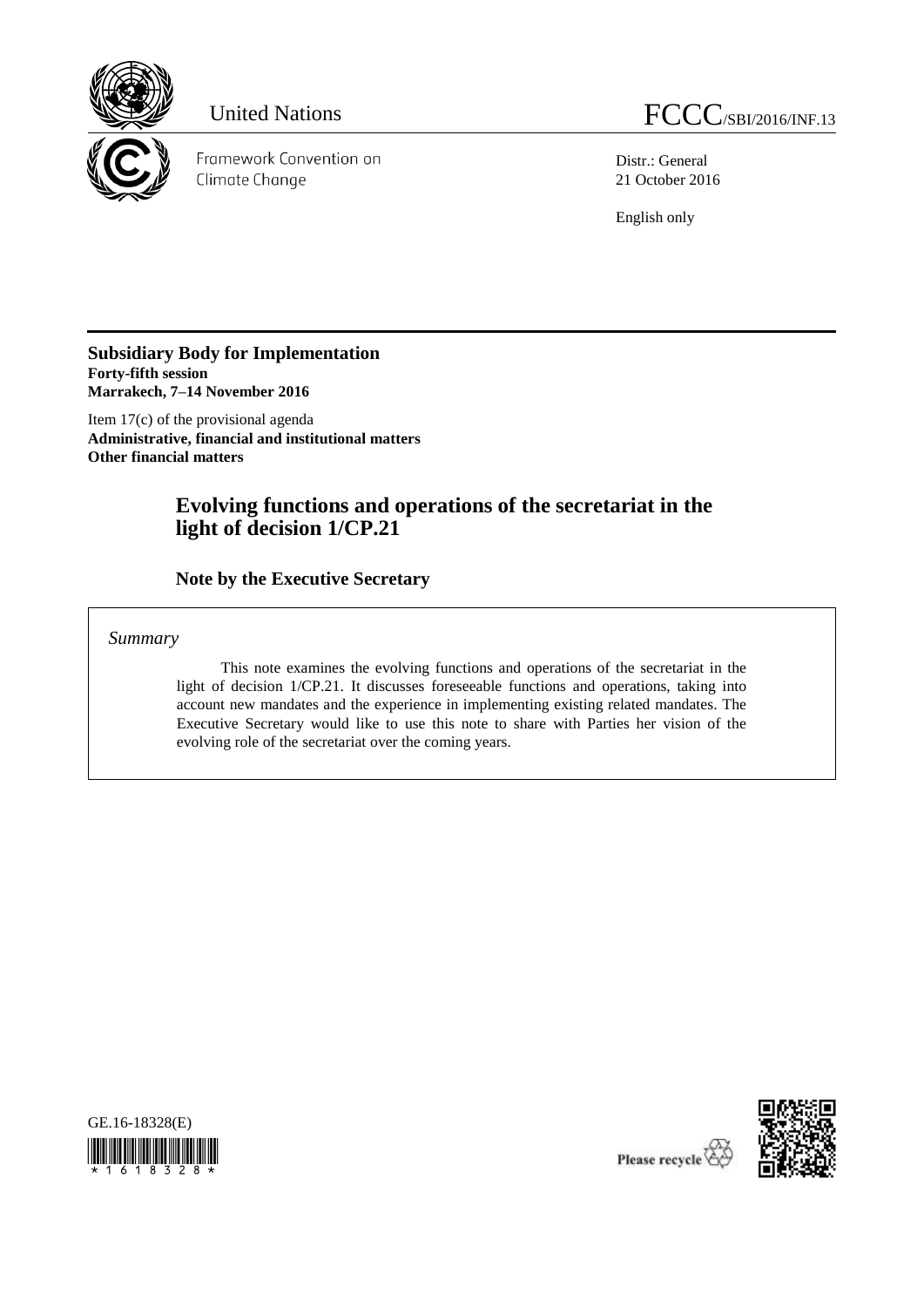United Nations FCCC/SBI/2016/INF.13

Framework Convention on Climate Change

Distr.: General
21 October 2016

English only

**Subsidiary Body for Implementation**
**Forty-fifth session**
**Marrakech, 7–14 November 2016**

Item 17(c) of the provisional agenda
**Administrative, financial and institutional matters**
**Other financial matters**

# Evolving functions and operations of the secretariat in the light of decision 1/CP.21

## Note by the Executive Secretary

*Summary*

This note examines the evolving functions and operations of the secretariat in the light of decision 1/CP.21. It discusses foreseeable functions and operations, taking into account new mandates and the experience in implementing existing related mandates. The Executive Secretary would like to use this note to share with Parties her vision of the evolving role of the secretariat over the coming years.

GE.16-18328(E)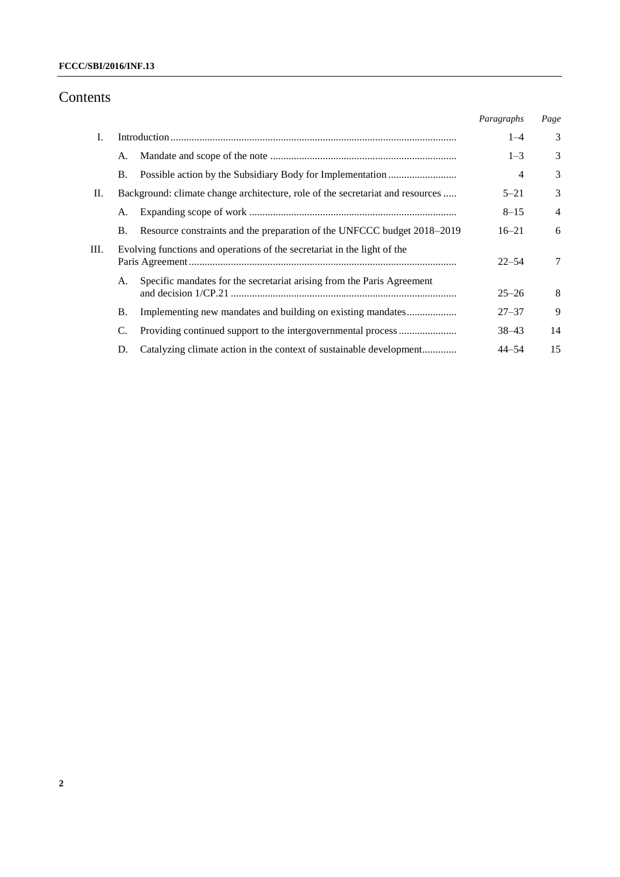# Contents

| | | | *Paragraphs* | *Page* |
|---|---|---|---|---|
| I. | Introduction | | 1–4 | 3 |
| | A. | Mandate and scope of the note | 1–3 | 3 |
| | B. | Possible action by the Subsidiary Body for Implementation | 4 | 3 |
| II. | Background: climate change architecture, role of the secretariat and resources | | 5–21 | 3 |
| | A. | Expanding scope of work | 8–15 | 4 |
| | B. | Resource constraints and the preparation of the UNFCCC budget 2018–2019 | 16–21 | 6 |
| III. | Evolving functions and operations of the secretariat in the light of the Paris Agreement | | 22–54 | 7 |
| | A. | Specific mandates for the secretariat arising from the Paris Agreement and decision 1/CP.21 | 25–26 | 8 |
| | B. | Implementing new mandates and building on existing mandates | 27–37 | 9 |
| | C. | Providing continued support to the intergovernmental process | 38–43 | 14 |
| | D. | Catalyzing climate action in the context of sustainable development | 44–54 | 15 |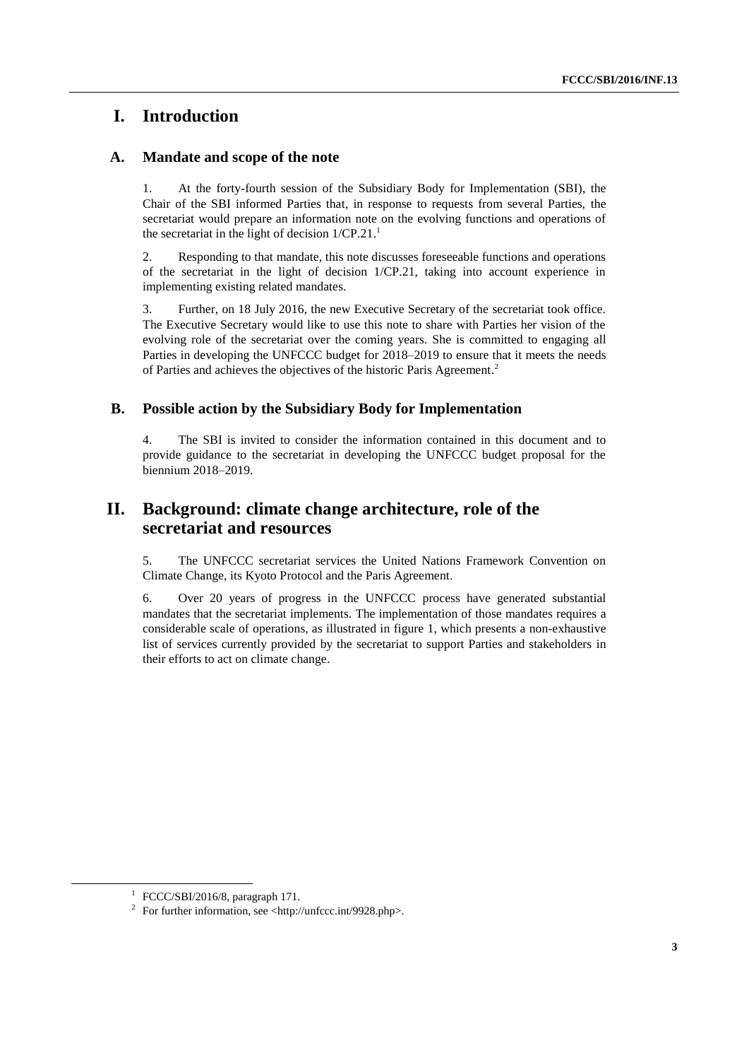# I. Introduction

## A. Mandate and scope of the note

1. At the forty-fourth session of the Subsidiary Body for Implementation (SBI), the Chair of the SBI informed Parties that, in response to requests from several Parties, the secretariat would prepare an information note on the evolving functions and operations of the secretariat in the light of decision 1/CP.21.[1]

2. Responding to that mandate, this note discusses foreseeable functions and operations of the secretariat in the light of decision 1/CP.21, taking into account experience in implementing existing related mandates.

3. Further, on 18 July 2016, the new Executive Secretary of the secretariat took office. The Executive Secretary would like to use this note to share with Parties her vision of the evolving role of the secretariat over the coming years. She is committed to engaging all Parties in developing the UNFCCC budget for 2018–2019 to ensure that it meets the needs of Parties and achieves the objectives of the historic Paris Agreement.[2]

## B. Possible action by the Subsidiary Body for Implementation

4. The SBI is invited to consider the information contained in this document and to provide guidance to the secretariat in developing the UNFCCC budget proposal for the biennium 2018–2019.

# II. Background: climate change architecture, role of the secretariat and resources

5. The UNFCCC secretariat services the United Nations Framework Convention on Climate Change, its Kyoto Protocol and the Paris Agreement.

6. Over 20 years of progress in the UNFCCC process have generated substantial mandates that the secretariat implements. The implementation of those mandates requires a considerable scale of operations, as illustrated in figure 1, which presents a non-exhaustive list of services currently provided by the secretariat to support Parties and stakeholders in their efforts to act on climate change.

---

[1] FCCC/SBI/2016/8, paragraph 171.

[2] For further information, see <http://unfccc.int/9928.php>.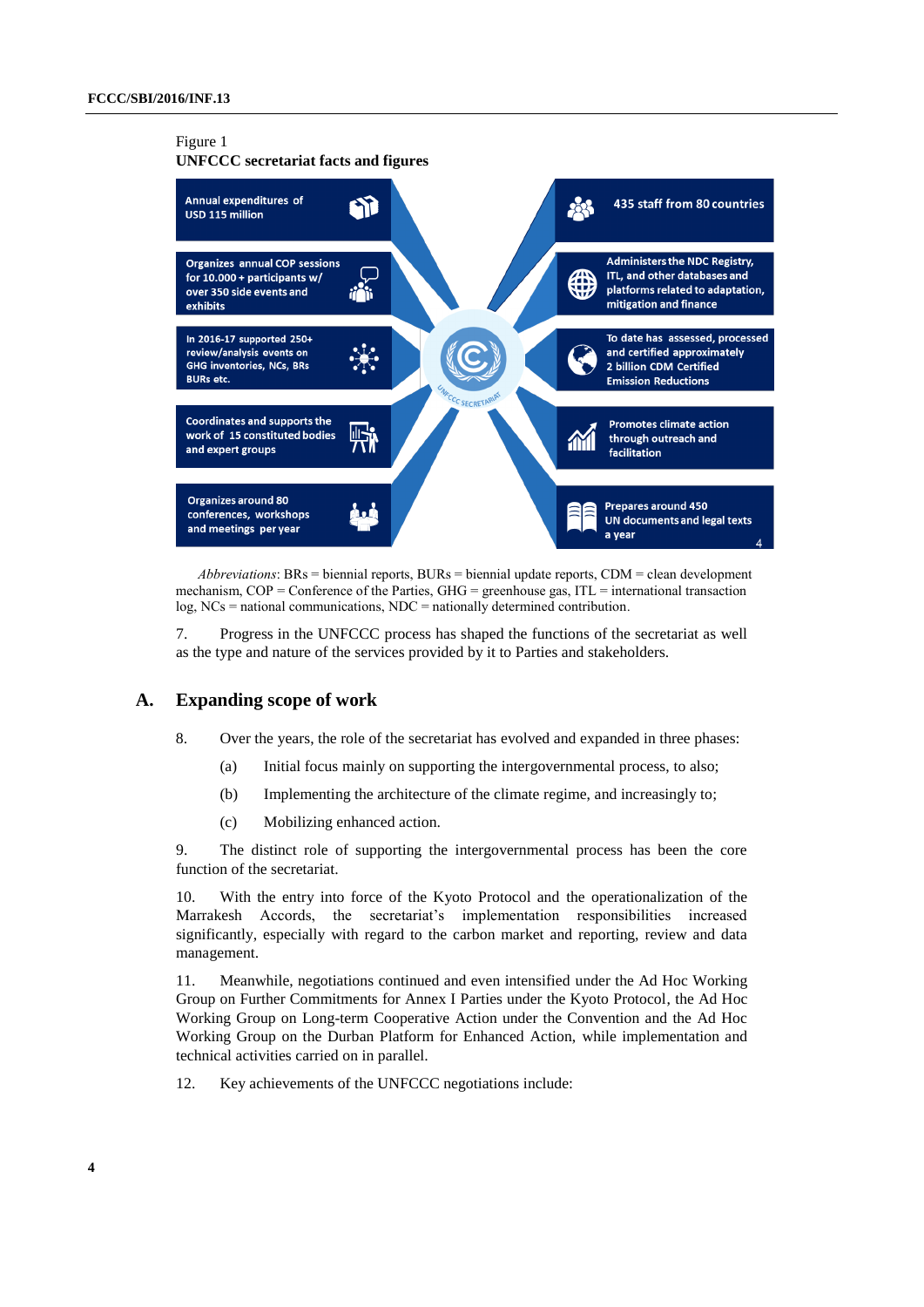Figure 1
**UNFCCC secretariat facts and figures**

- Annual expenditures of USD 115 million
- Organizes annual COP sessions for 10.000 + participants w/ over 350 side events and exhibits
- In 2016-17 supported 250+ review/analysis events on GHG inventories, NCs, BRs BURs etc.
- Coordinates and supports the work of 15 constituted bodies and expert groups
- Organizes around 80 conferences, workshops and meetings per year
- 435 staff from 80 countries
- Administers the NDC Registry, ITL, and other databases and platforms related to adaptation, mitigation and finance
- To date has assessed, processed and certified approximately 2 billion CDM Certified Emission Reductions
- Promotes climate action through outreach and facilitation
- Prepares around 450 UN documents and legal texts a year

*Abbreviations*: BRs = biennial reports, BURs = biennial update reports, CDM = clean development mechanism, COP = Conference of the Parties, GHG = greenhouse gas, ITL = international transaction log, NCs = national communications, NDC = nationally determined contribution.

7. Progress in the UNFCCC process has shaped the functions of the secretariat as well as the type and nature of the services provided by it to Parties and stakeholders.

## A. Expanding scope of work

8. Over the years, the role of the secretariat has evolved and expanded in three phases:

(a) Initial focus mainly on supporting the intergovernmental process, to also;

(b) Implementing the architecture of the climate regime, and increasingly to;

(c) Mobilizing enhanced action.

9. The distinct role of supporting the intergovernmental process has been the core function of the secretariat.

10. With the entry into force of the Kyoto Protocol and the operationalization of the Marrakesh Accords, the secretariat's implementation responsibilities increased significantly, especially with regard to the carbon market and reporting, review and data management.

11. Meanwhile, negotiations continued and even intensified under the Ad Hoc Working Group on Further Commitments for Annex I Parties under the Kyoto Protocol, the Ad Hoc Working Group on Long-term Cooperative Action under the Convention and the Ad Hoc Working Group on the Durban Platform for Enhanced Action, while implementation and technical activities carried on in parallel.

12. Key achievements of the UNFCCC negotiations include: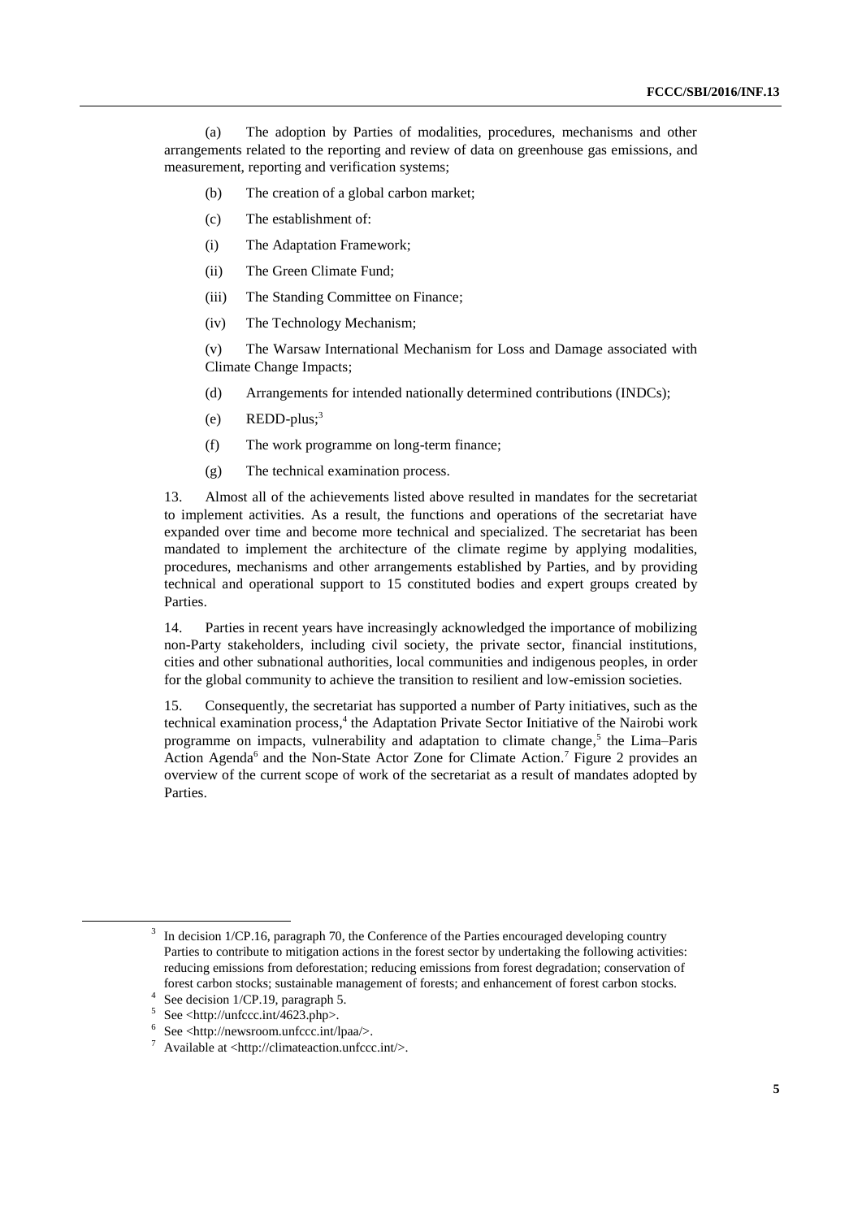(a) The adoption by Parties of modalities, procedures, mechanisms and other arrangements related to the reporting and review of data on greenhouse gas emissions, and measurement, reporting and verification systems;

(b) The creation of a global carbon market;

(c) The establishment of:

(i) The Adaptation Framework;

(ii) The Green Climate Fund;

(iii) The Standing Committee on Finance;

(iv) The Technology Mechanism;

(v) The Warsaw International Mechanism for Loss and Damage associated with Climate Change Impacts;

(d) Arrangements for intended nationally determined contributions (INDCs);

(e) REDD-plus;[3]

(f) The work programme on long-term finance;

(g) The technical examination process.

13. Almost all of the achievements listed above resulted in mandates for the secretariat to implement activities. As a result, the functions and operations of the secretariat have expanded over time and become more technical and specialized. The secretariat has been mandated to implement the architecture of the climate regime by applying modalities, procedures, mechanisms and other arrangements established by Parties, and by providing technical and operational support to 15 constituted bodies and expert groups created by Parties.

14. Parties in recent years have increasingly acknowledged the importance of mobilizing non-Party stakeholders, including civil society, the private sector, financial institutions, cities and other subnational authorities, local communities and indigenous peoples, in order for the global community to achieve the transition to resilient and low-emission societies.

15. Consequently, the secretariat has supported a number of Party initiatives, such as the technical examination process,[4] the Adaptation Private Sector Initiative of the Nairobi work programme on impacts, vulnerability and adaptation to climate change,[5] the Lima–Paris Action Agenda[6] and the Non-State Actor Zone for Climate Action.[7] Figure 2 provides an overview of the current scope of work of the secretariat as a result of mandates adopted by Parties.

---

[3] In decision 1/CP.16, paragraph 70, the Conference of the Parties encouraged developing country Parties to contribute to mitigation actions in the forest sector by undertaking the following activities: reducing emissions from deforestation; reducing emissions from forest degradation; conservation of forest carbon stocks; sustainable management of forests; and enhancement of forest carbon stocks.

[4] See decision 1/CP.19, paragraph 5.

[5] See <http://unfccc.int/4623.php>.

[6] See <http://newsroom.unfccc.int/lpaa/>.

[7] Available at <http://climateaction.unfccc.int/>.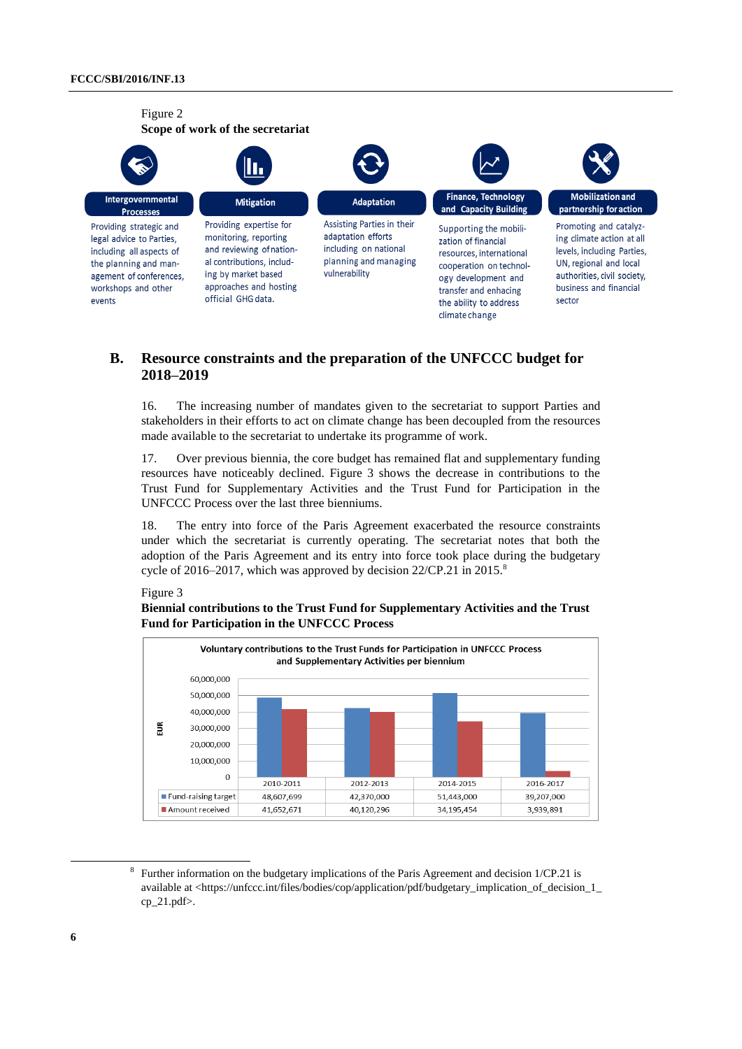Figure 2
**Scope of work of the secretariat**

**Intergovernmental Processes**
Providing strategic and legal advice to Parties, including all aspects of the planning and management of conferences, workshops and other events

**Mitigation**
Providing expertise for monitoring, reporting and reviewing of national contributions, including by market based approaches and hosting official GHG data.

**Adaptation**
Assisting Parties in their adaptation efforts including on national planning and managing vulnerability

**Finance, Technology and Capacity Building**
Supporting the mobilization of financial resources, international cooperation on technology development and transfer and enhacing the ability to address climate change

**Mobilization and partnership for action**
Promoting and catalyzing climate action at all levels, including Parties, UN, regional and local authorities, civil society, business and financial sector

## B. Resource constraints and the preparation of the UNFCCC budget for 2018–2019

16. The increasing number of mandates given to the secretariat to support Parties and stakeholders in their efforts to act on climate change has been decoupled from the resources made available to the secretariat to undertake its programme of work.

17. Over previous biennia, the core budget has remained flat and supplementary funding resources have noticeably declined. Figure 3 shows the decrease in contributions to the Trust Fund for Supplementary Activities and the Trust Fund for Participation in the UNFCCC Process over the last three bienniums.

18. The entry into force of the Paris Agreement exacerbated the resource constraints under which the secretariat is currently operating. The secretariat notes that both the adoption of the Paris Agreement and its entry into force took place during the budgetary cycle of 2016–2017, which was approved by decision 22/CP.21 in 2015.[8]

Figure 3
**Biennial contributions to the Trust Fund for Supplementary Activities and the Trust Fund for Participation in the UNFCCC Process**

Voluntary contributions to the Trust Funds for Participation in UNFCCC Process and Supplementary Activities per biennium (EUR)

| | 2010-2011 | 2012-2013 | 2014-2015 | 2016-2017 |
|---|---|---|---|---|
| Fund-raising target | 48,607,699 | 42,370,000 | 51,443,000 | 39,207,000 |
| Amount received | 41,652,671 | 40,120,296 | 34,195,454 | 3,939,891 |

[8] Further information on the budgetary implications of the Paris Agreement and decision 1/CP.21 is available at <https://unfccc.int/files/bodies/cop/application/pdf/budgetary_implication_of_decision_1_cp_21.pdf>.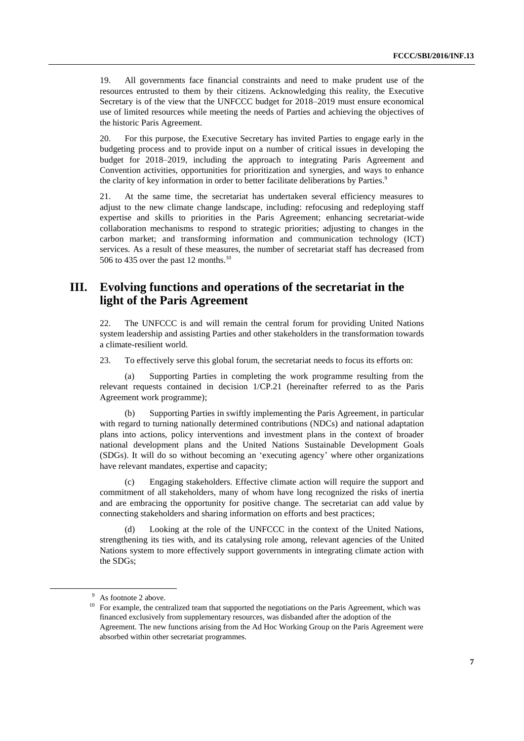19. All governments face financial constraints and need to make prudent use of the resources entrusted to them by their citizens. Acknowledging this reality, the Executive Secretary is of the view that the UNFCCC budget for 2018–2019 must ensure economical use of limited resources while meeting the needs of Parties and achieving the objectives of the historic Paris Agreement.

20. For this purpose, the Executive Secretary has invited Parties to engage early in the budgeting process and to provide input on a number of critical issues in developing the budget for 2018–2019, including the approach to integrating Paris Agreement and Convention activities, opportunities for prioritization and synergies, and ways to enhance the clarity of key information in order to better facilitate deliberations by Parties.[9]

21. At the same time, the secretariat has undertaken several efficiency measures to adjust to the new climate change landscape, including: refocusing and redeploying staff expertise and skills to priorities in the Paris Agreement; enhancing secretariat-wide collaboration mechanisms to respond to strategic priorities; adjusting to changes in the carbon market; and transforming information and communication technology (ICT) services. As a result of these measures, the number of secretariat staff has decreased from 506 to 435 over the past 12 months.[10]

## III. Evolving functions and operations of the secretariat in the light of the Paris Agreement

22. The UNFCCC is and will remain the central forum for providing United Nations system leadership and assisting Parties and other stakeholders in the transformation towards a climate-resilient world.

23. To effectively serve this global forum, the secretariat needs to focus its efforts on:

(a) Supporting Parties in completing the work programme resulting from the relevant requests contained in decision 1/CP.21 (hereinafter referred to as the Paris Agreement work programme);

(b) Supporting Parties in swiftly implementing the Paris Agreement, in particular with regard to turning nationally determined contributions (NDCs) and national adaptation plans into actions, policy interventions and investment plans in the context of broader national development plans and the United Nations Sustainable Development Goals (SDGs). It will do so without becoming an 'executing agency' where other organizations have relevant mandates, expertise and capacity;

(c) Engaging stakeholders. Effective climate action will require the support and commitment of all stakeholders, many of whom have long recognized the risks of inertia and are embracing the opportunity for positive change. The secretariat can add value by connecting stakeholders and sharing information on efforts and best practices;

(d) Looking at the role of the UNFCCC in the context of the United Nations, strengthening its ties with, and its catalysing role among, relevant agencies of the United Nations system to more effectively support governments in integrating climate action with the SDGs;

---

[9] As footnote 2 above.

[10] For example, the centralized team that supported the negotiations on the Paris Agreement, which was financed exclusively from supplementary resources, was disbanded after the adoption of the Agreement. The new functions arising from the Ad Hoc Working Group on the Paris Agreement were absorbed within other secretariat programmes.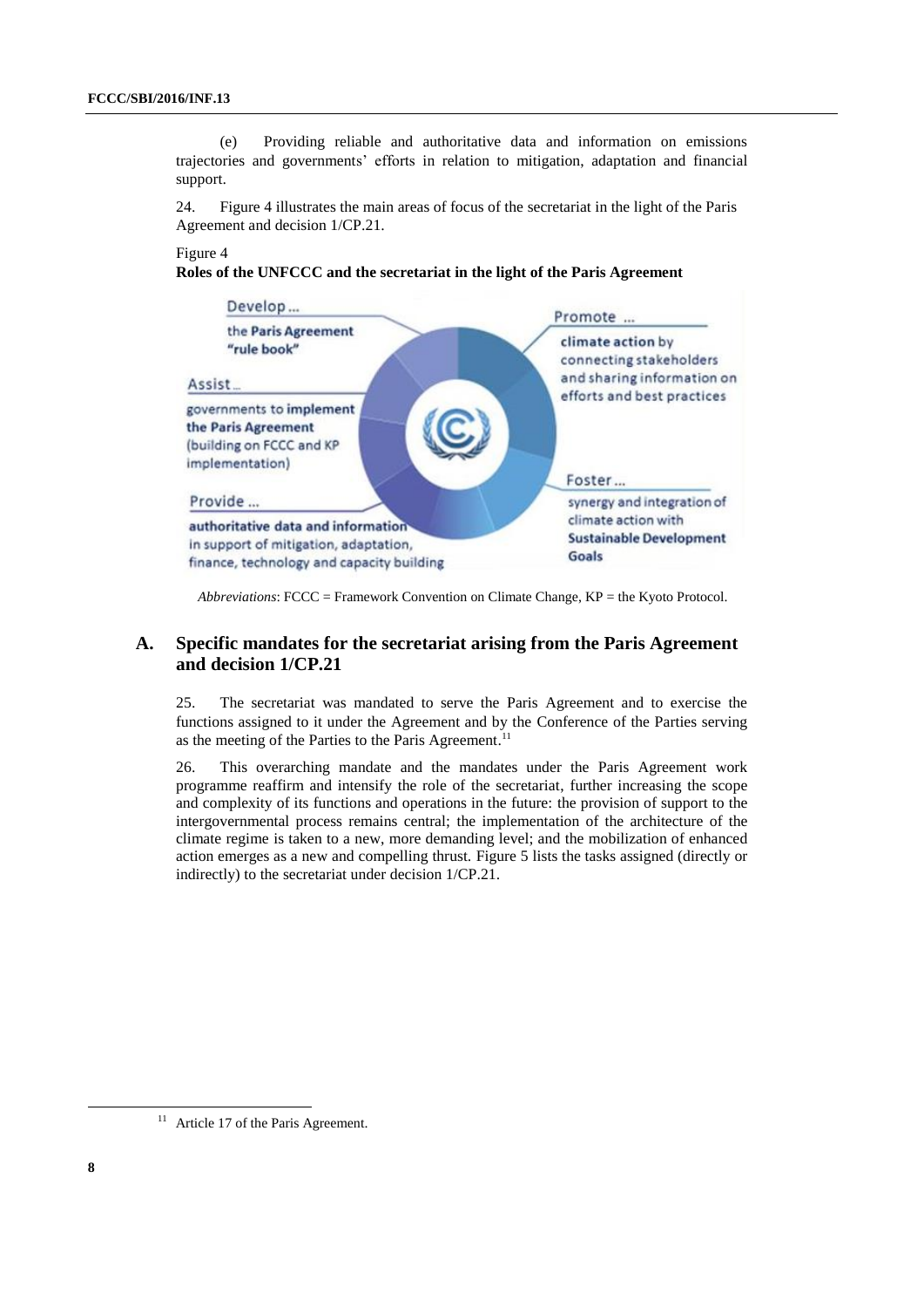(e) Providing reliable and authoritative data and information on emissions trajectories and governments' efforts in relation to mitigation, adaptation and financial support.

24. Figure 4 illustrates the main areas of focus of the secretariat in the light of the Paris Agreement and decision 1/CP.21.

Figure 4

**Roles of the UNFCCC and the secretariat in the light of the Paris Agreement**

Develop… the **Paris Agreement "rule book"**

Assist… governments to **implement the Paris Agreement** (building on FCCC and KP implementation)

Provide… **authoritative data and information** in support of mitigation, adaptation, finance, technology and capacity building

Promote… **climate action** by connecting stakeholders and sharing information on efforts and best practices

Foster… synergy and integration of climate action with **Sustainable Development Goals**

*Abbreviations*: FCCC = Framework Convention on Climate Change, KP = the Kyoto Protocol.

## A. Specific mandates for the secretariat arising from the Paris Agreement and decision 1/CP.21

25. The secretariat was mandated to serve the Paris Agreement and to exercise the functions assigned to it under the Agreement and by the Conference of the Parties serving as the meeting of the Parties to the Paris Agreement.[11]

26. This overarching mandate and the mandates under the Paris Agreement work programme reaffirm and intensify the role of the secretariat, further increasing the scope and complexity of its functions and operations in the future: the provision of support to the intergovernmental process remains central; the implementation of the architecture of the climate regime is taken to a new, more demanding level; and the mobilization of enhanced action emerges as a new and compelling thrust. Figure 5 lists the tasks assigned (directly or indirectly) to the secretariat under decision 1/CP.21.

[11] Article 17 of the Paris Agreement.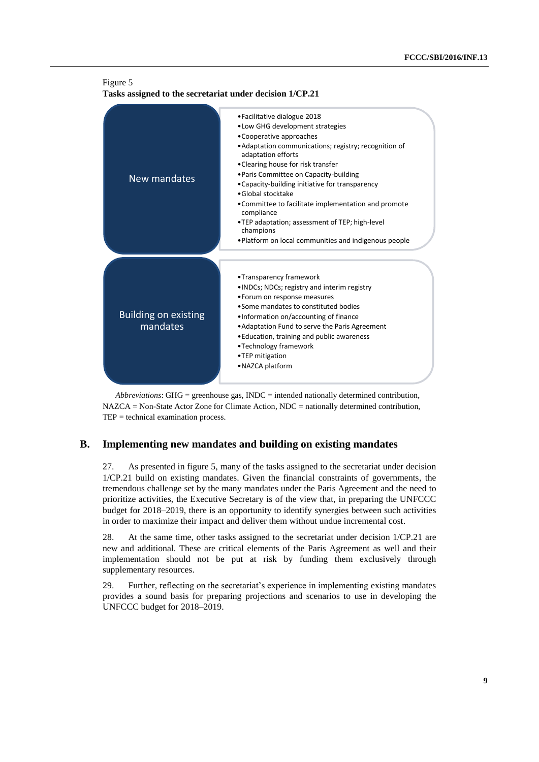Figure 5
**Tasks assigned to the secretariat under decision 1/CP.21**

| | |
|---|---|
| New mandates | • Facilitative dialogue 2018<br>• Low GHG development strategies<br>• Cooperative approaches<br>• Adaptation communications; registry; recognition of adaptation efforts<br>• Clearing house for risk transfer<br>• Paris Committee on Capacity-building<br>• Capacity-building initiative for transparency<br>• Global stocktake<br>• Committee to facilitate implementation and promote compliance<br>• TEP adaptation; assessment of TEP; high-level champions<br>• Platform on local communities and indigenous people |
| Building on existing mandates | • Transparency framework<br>• INDCs; NDCs; registry and interim registry<br>• Forum on response measures<br>• Some mandates to constituted bodies<br>• Information on/accounting of finance<br>• Adaptation Fund to serve the Paris Agreement<br>• Education, training and public awareness<br>• Technology framework<br>• TEP mitigation<br>• NAZCA platform |

*Abbreviations*: GHG = greenhouse gas, INDC = intended nationally determined contribution, NAZCA = Non-State Actor Zone for Climate Action, NDC = nationally determined contribution, TEP = technical examination process.

## B. Implementing new mandates and building on existing mandates

27. As presented in figure 5, many of the tasks assigned to the secretariat under decision 1/CP.21 build on existing mandates. Given the financial constraints of governments, the tremendous challenge set by the many mandates under the Paris Agreement and the need to prioritize activities, the Executive Secretary is of the view that, in preparing the UNFCCC budget for 2018–2019, there is an opportunity to identify synergies between such activities in order to maximize their impact and deliver them without undue incremental cost.

28. At the same time, other tasks assigned to the secretariat under decision 1/CP.21 are new and additional. These are critical elements of the Paris Agreement as well and their implementation should not be put at risk by funding them exclusively through supplementary resources.

29. Further, reflecting on the secretariat's experience in implementing existing mandates provides a sound basis for preparing projections and scenarios to use in developing the UNFCCC budget for 2018–2019.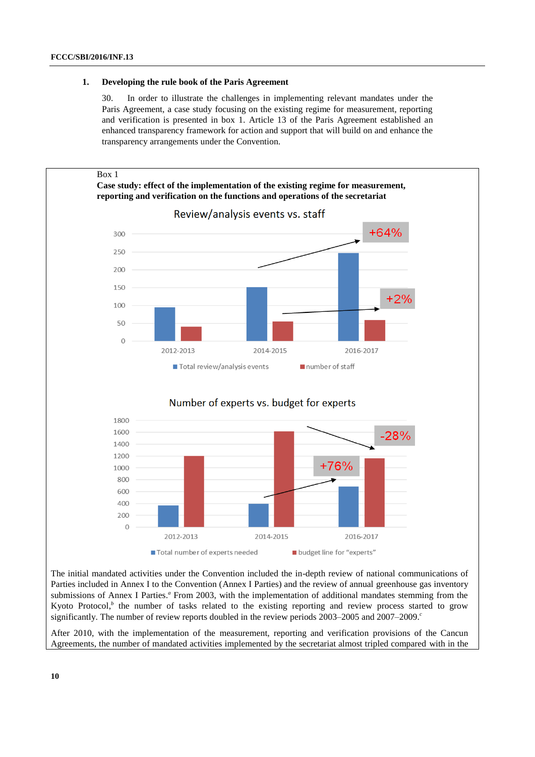### 1. Developing the rule book of the Paris Agreement

30. In order to illustrate the challenges in implementing relevant mandates under the Paris Agreement, a case study focusing on the existing regime for measurement, reporting and verification is presented in box 1. Article 13 of the Paris Agreement established an enhanced transparency framework for action and support that will build on and enhance the transparency arrangements under the Convention.

Box 1

**Case study: effect of the implementation of the existing regime for measurement, reporting and verification on the functions and operations of the secretariat**

Review/analysis events vs. staff

Number of experts vs. budget for experts

The initial mandated activities under the Convention included the in-depth review of national communications of Parties included in Annex I to the Convention (Annex I Parties) and the review of annual greenhouse gas inventory submissions of Annex I Parties.[a] From 2003, with the implementation of additional mandates stemming from the Kyoto Protocol,[b] the number of tasks related to the existing reporting and review process started to grow significantly. The number of review reports doubled in the review periods 2003–2005 and 2007–2009.[c]

After 2010, with the implementation of the measurement, reporting and verification provisions of the Cancun Agreements, the number of mandated activities implemented by the secretariat almost tripled compared with in the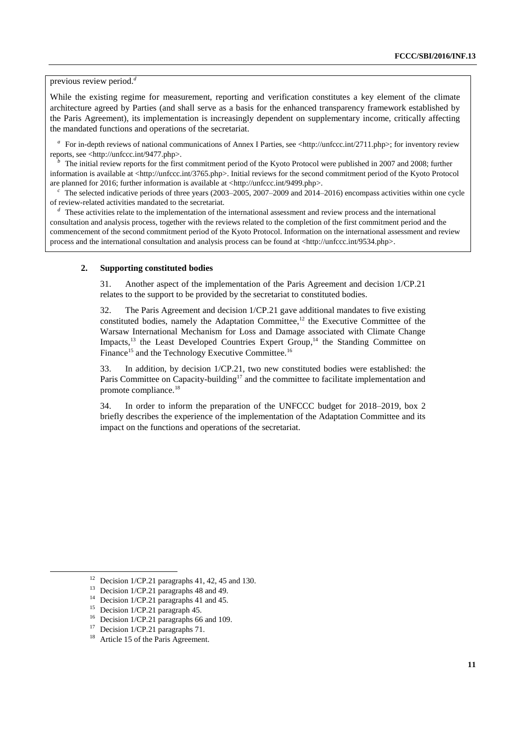previous review period.[d]

While the existing regime for measurement, reporting and verification constitutes a key element of the climate architecture agreed by Parties (and shall serve as a basis for the enhanced transparency framework established by the Paris Agreement), its implementation is increasingly dependent on supplementary income, critically affecting the mandated functions and operations of the secretariat.

[a] For in-depth reviews of national communications of Annex I Parties, see <http://unfccc.int/2711.php>; for inventory review reports, see <http://unfccc.int/9477.php>.

[b] The initial review reports for the first commitment period of the Kyoto Protocol were published in 2007 and 2008; further information is available at <http://unfccc.int/3765.php>. Initial reviews for the second commitment period of the Kyoto Protocol are planned for 2016; further information is available at <http://unfccc.int/9499.php>.

[c] The selected indicative periods of three years (2003–2005, 2007–2009 and 2014–2016) encompass activities within one cycle of review-related activities mandated to the secretariat.

[d] These activities relate to the implementation of the international assessment and review process and the international consultation and analysis process, together with the reviews related to the completion of the first commitment period and the commencement of the second commitment period of the Kyoto Protocol. Information on the international assessment and review process and the international consultation and analysis process can be found at <http://unfccc.int/9534.php>.

### 2. Supporting constituted bodies

31. Another aspect of the implementation of the Paris Agreement and decision 1/CP.21 relates to the support to be provided by the secretariat to constituted bodies.

32. The Paris Agreement and decision 1/CP.21 gave additional mandates to five existing constituted bodies, namely the Adaptation Committee,[12] the Executive Committee of the Warsaw International Mechanism for Loss and Damage associated with Climate Change Impacts,[13] the Least Developed Countries Expert Group,[14] the Standing Committee on Finance[15] and the Technology Executive Committee.[16]

33. In addition, by decision 1/CP.21, two new constituted bodies were established: the Paris Committee on Capacity-building[17] and the committee to facilitate implementation and promote compliance.[18]

34. In order to inform the preparation of the UNFCCC budget for 2018–2019, box 2 briefly describes the experience of the implementation of the Adaptation Committee and its impact on the functions and operations of the secretariat.

[12] Decision 1/CP.21 paragraphs 41, 42, 45 and 130.

[13] Decision 1/CP.21 paragraphs 48 and 49.

[14] Decision 1/CP.21 paragraphs 41 and 45.

[15] Decision 1/CP.21 paragraph 45.

[16] Decision 1/CP.21 paragraphs 66 and 109.

[17] Decision 1/CP.21 paragraphs 71.

[18] Article 15 of the Paris Agreement.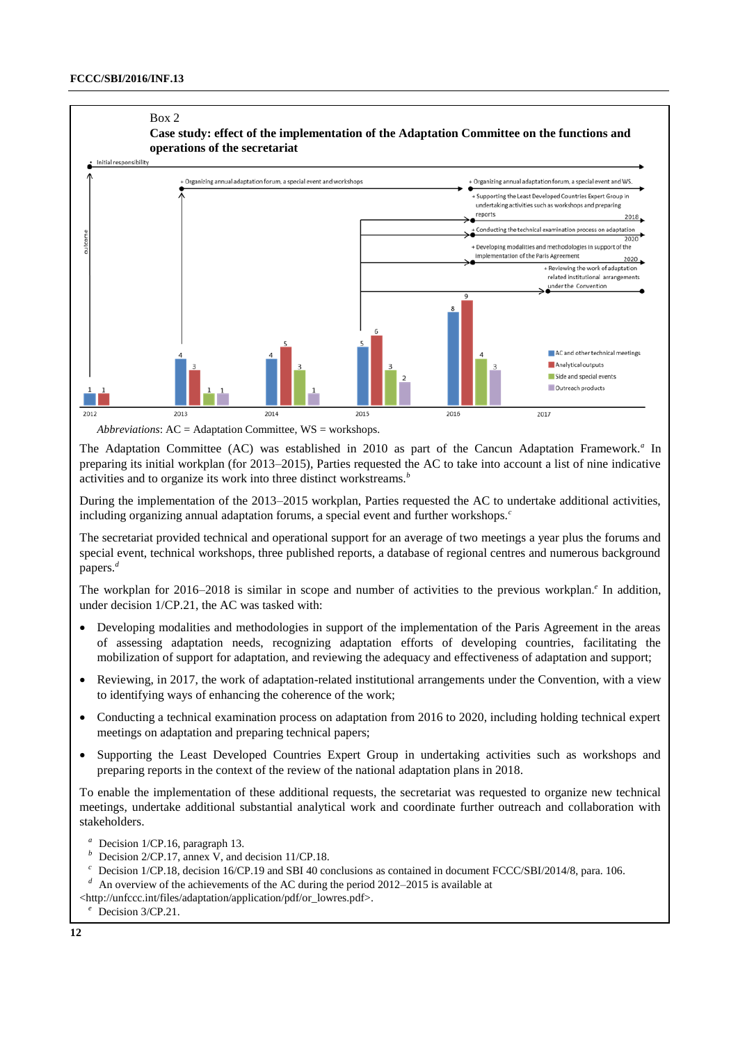Box 2

**Case study: effect of the implementation of the Adaptation Committee on the functions and operations of the secretariat**

*Abbreviations*: AC = Adaptation Committee, WS = workshops.

The Adaptation Committee (AC) was established in 2010 as part of the Cancun Adaptation Framework.[a] In preparing its initial workplan (for 2013–2015), Parties requested the AC to take into account a list of nine indicative activities and to organize its work into three distinct workstreams.[b]

During the implementation of the 2013–2015 workplan, Parties requested the AC to undertake additional activities, including organizing annual adaptation forums, a special event and further workshops.[c]

The secretariat provided technical and operational support for an average of two meetings a year plus the forums and special event, technical workshops, three published reports, a database of regional centres and numerous background papers.[d]

The workplan for 2016–2018 is similar in scope and number of activities to the previous workplan.[e] In addition, under decision 1/CP.21, the AC was tasked with:

- Developing modalities and methodologies in support of the implementation of the Paris Agreement in the areas of assessing adaptation needs, recognizing adaptation efforts of developing countries, facilitating the mobilization of support for adaptation, and reviewing the adequacy and effectiveness of adaptation and support;
- Reviewing, in 2017, the work of adaptation-related institutional arrangements under the Convention, with a view to identifying ways of enhancing the coherence of the work;
- Conducting a technical examination process on adaptation from 2016 to 2020, including holding technical expert meetings on adaptation and preparing technical papers;
- Supporting the Least Developed Countries Expert Group in undertaking activities such as workshops and preparing reports in the context of the review of the national adaptation plans in 2018.

To enable the implementation of these additional requests, the secretariat was requested to organize new technical meetings, undertake additional substantial analytical work and coordinate further outreach and collaboration with stakeholders.

[a] Decision 1/CP.16, paragraph 13.
[b] Decision 2/CP.17, annex V, and decision 11/CP.18.
[c] Decision 1/CP.18, decision 16/CP.19 and SBI 40 conclusions as contained in document FCCC/SBI/2014/8, para. 106.
[d] An overview of the achievements of the AC during the period 2012–2015 is available at <http://unfccc.int/files/adaptation/application/pdf/or_lowres.pdf>.
[e] Decision 3/CP.21.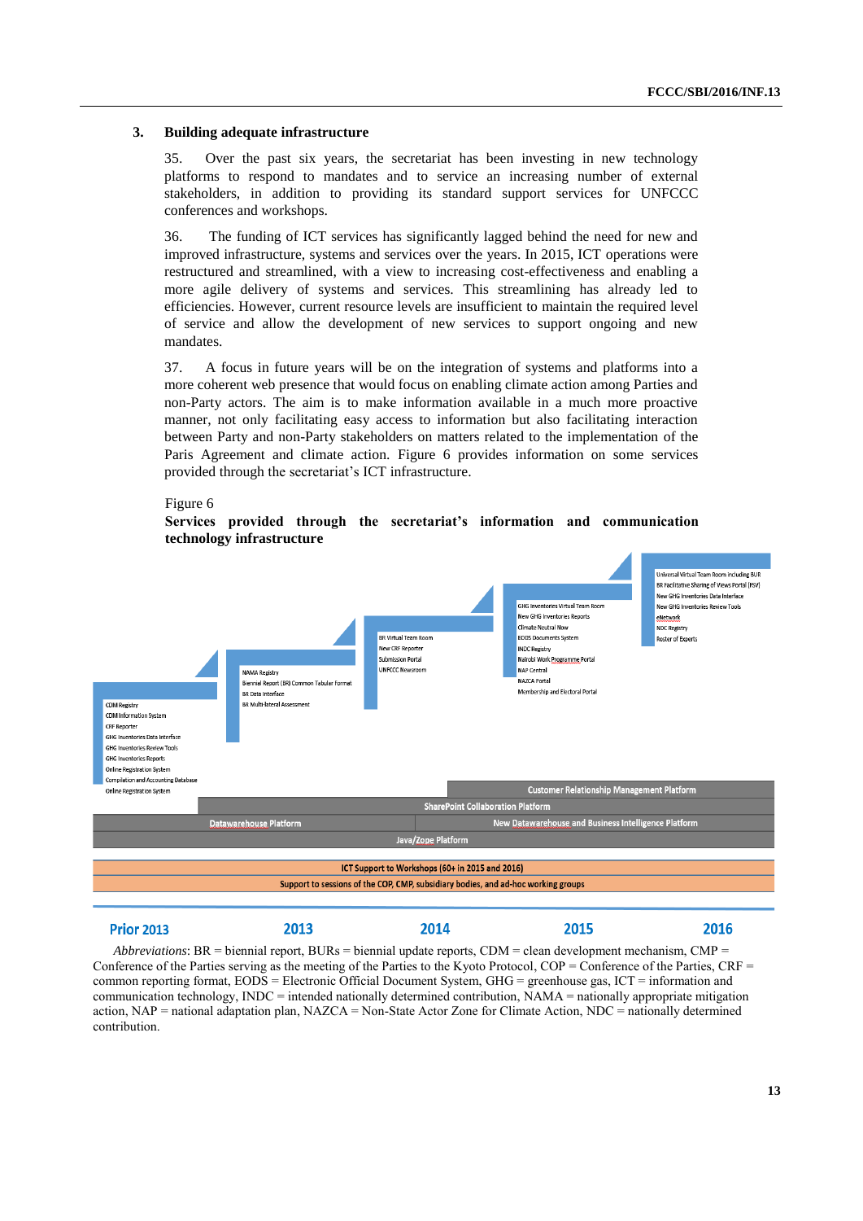### 3. Building adequate infrastructure

35. Over the past six years, the secretariat has been investing in new technology platforms to respond to mandates and to service an increasing number of external stakeholders, in addition to providing its standard support services for UNFCCC conferences and workshops.

36. The funding of ICT services has significantly lagged behind the need for new and improved infrastructure, systems and services over the years. In 2015, ICT operations were restructured and streamlined, with a view to increasing cost-effectiveness and enabling a more agile delivery of systems and services. This streamlining has already led to efficiencies. However, current resource levels are insufficient to maintain the required level of service and allow the development of new services to support ongoing and new mandates.

37. A focus in future years will be on the integration of systems and platforms into a more coherent web presence that would focus on enabling climate action among Parties and non-Party actors. The aim is to make information available in a much more proactive manner, not only facilitating easy access to information but also facilitating interaction between Party and non-Party stakeholders on matters related to the implementation of the Paris Agreement and climate action. Figure 6 provides information on some services provided through the secretariat's ICT infrastructure.

Figure 6
**Services provided through the secretariat's information and communication technology infrastructure**

**Prior 2013**
- CDM Registry
- CDM Information System
- CRF Reporter
- GHG Inventories Data Interface
- GHG Inventories Review Tools
- GHG Inventories Reports
- Online Registration System
- Compilation and Accounting Database
- Online Registration System

**2013**
- NAMA Registry
- Biennial Report (BR) Common Tabular Format
- BR Data Interface
- BR Multi-lateral Assessment

**2014**
- BR Virtual Team Room
- New CRF Reporter
- Submission Portal
- UNFCCC Newsroom

**2015**
- GHG Inventories Virtual Team Room
- New GHG Inventories Reports
- Climate Neutral Now
- EODS Documents System
- INDC Registry
- Nairobi Work Programme Portal
- NAP Central
- NAZCA Portal
- Membership and Electoral Portal

**2016**
- Universal Virtual Team Room including BUR
- BR Facilitative Sharing of Views Portal (FSV)
- New GHG Inventories Data Interface
- New GHG Inventories Review Tools
- eNetwork
- NDC Registry
- Roster of Experts

Platforms:
- Customer Relationship Management Platform (2015–2016)
- SharePoint Collaboration Platform (2013–2016)
- Datawarehouse Platform (Prior 2013–2014)
- New Datawarehouse and Business Intelligence Platform (2015–2016)
- Java/Zope Platform (Prior 2013–2016)

Support:
- ICT Support to Workshops (60+ in 2015 and 2016)
- Support to sessions of the COP, CMP, subsidiary bodies, and ad-hoc working groups

*Abbreviations*: BR = biennial report, BURs = biennial update reports, CDM = clean development mechanism, CMP = Conference of the Parties serving as the meeting of the Parties to the Kyoto Protocol, COP = Conference of the Parties, CRF = common reporting format, EODS = Electronic Official Document System, GHG = greenhouse gas, ICT = information and communication technology, INDC = intended nationally determined contribution, NAMA = nationally appropriate mitigation action, NAP = national adaptation plan, NAZCA = Non-State Actor Zone for Climate Action, NDC = nationally determined contribution.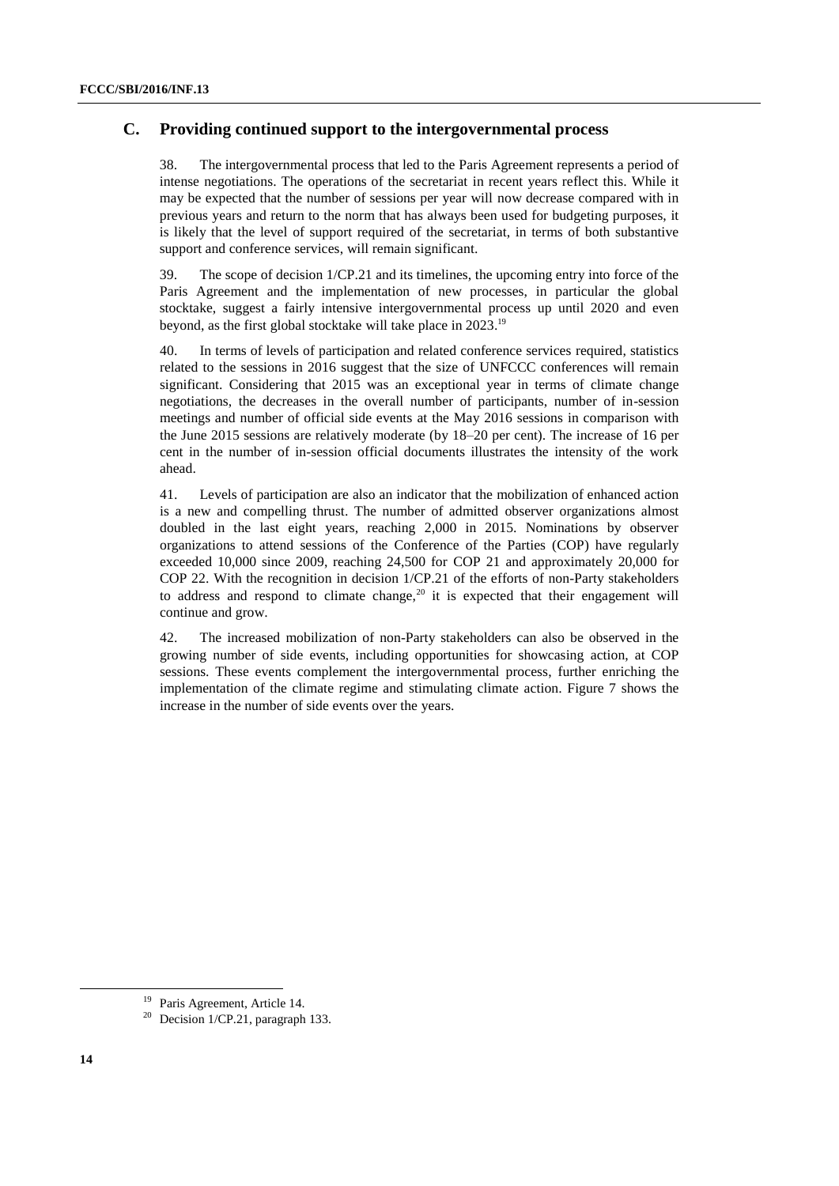## C. Providing continued support to the intergovernmental process

38. The intergovernmental process that led to the Paris Agreement represents a period of intense negotiations. The operations of the secretariat in recent years reflect this. While it may be expected that the number of sessions per year will now decrease compared with in previous years and return to the norm that has always been used for budgeting purposes, it is likely that the level of support required of the secretariat, in terms of both substantive support and conference services, will remain significant.

39. The scope of decision 1/CP.21 and its timelines, the upcoming entry into force of the Paris Agreement and the implementation of new processes, in particular the global stocktake, suggest a fairly intensive intergovernmental process up until 2020 and even beyond, as the first global stocktake will take place in 2023.[19]

40. In terms of levels of participation and related conference services required, statistics related to the sessions in 2016 suggest that the size of UNFCCC conferences will remain significant. Considering that 2015 was an exceptional year in terms of climate change negotiations, the decreases in the overall number of participants, number of in-session meetings and number of official side events at the May 2016 sessions in comparison with the June 2015 sessions are relatively moderate (by 18–20 per cent). The increase of 16 per cent in the number of in-session official documents illustrates the intensity of the work ahead.

41. Levels of participation are also an indicator that the mobilization of enhanced action is a new and compelling thrust. The number of admitted observer organizations almost doubled in the last eight years, reaching 2,000 in 2015. Nominations by observer organizations to attend sessions of the Conference of the Parties (COP) have regularly exceeded 10,000 since 2009, reaching 24,500 for COP 21 and approximately 20,000 for COP 22. With the recognition in decision 1/CP.21 of the efforts of non-Party stakeholders to address and respond to climate change,[20] it is expected that their engagement will continue and grow.

42. The increased mobilization of non-Party stakeholders can also be observed in the growing number of side events, including opportunities for showcasing action, at COP sessions. These events complement the intergovernmental process, further enriching the implementation of the climate regime and stimulating climate action. Figure 7 shows the increase in the number of side events over the years.

---

[19] Paris Agreement, Article 14.

[20] Decision 1/CP.21, paragraph 133.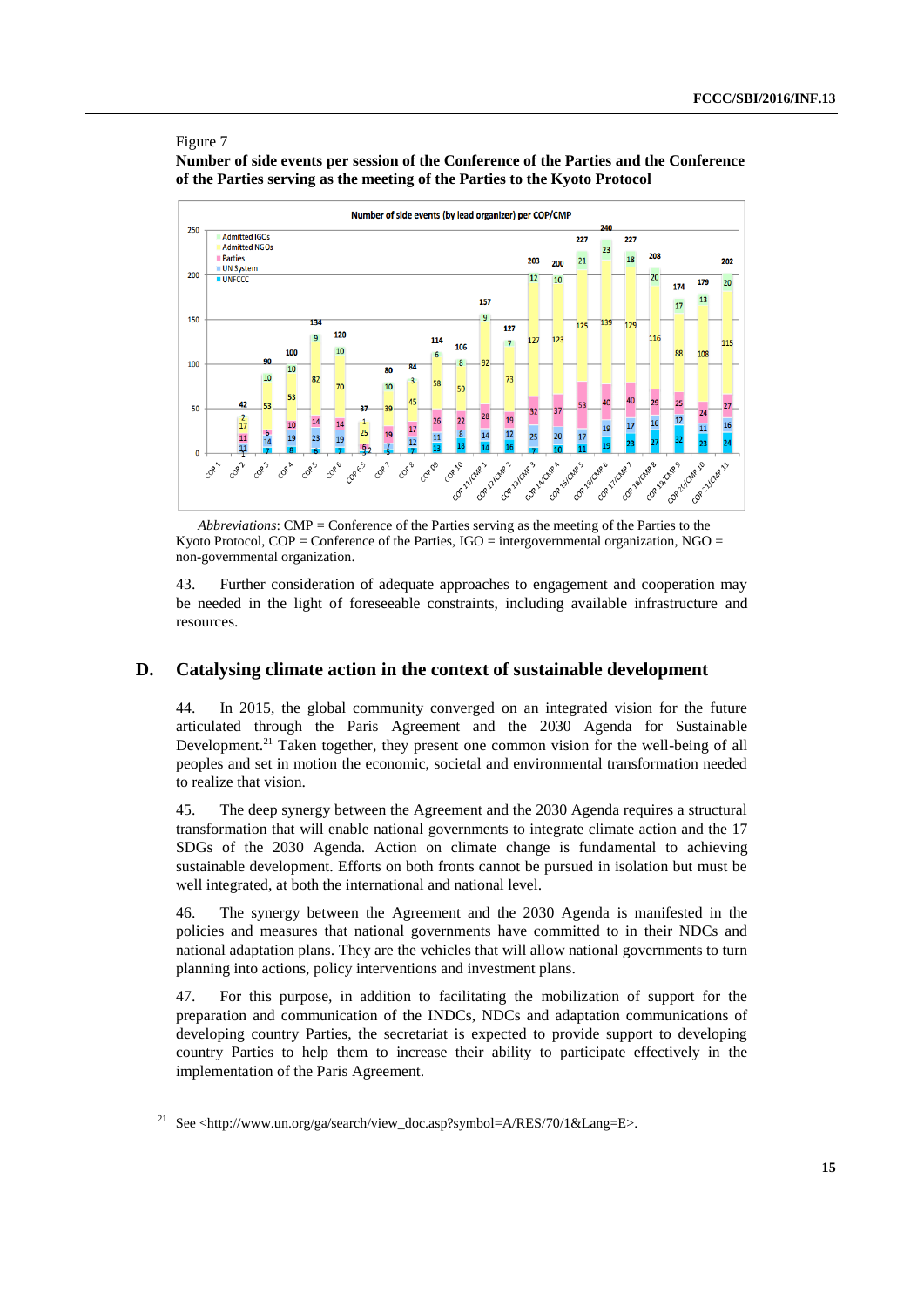Figure 7

**Number of side events per session of the Conference of the Parties and the Conference of the Parties serving as the meeting of the Parties to the Kyoto Protocol**

*Abbreviations*: CMP = Conference of the Parties serving as the meeting of the Parties to the Kyoto Protocol, COP = Conference of the Parties, IGO = intergovernmental organization, NGO = non-governmental organization.

43. Further consideration of adequate approaches to engagement and cooperation may be needed in the light of foreseeable constraints, including available infrastructure and resources.

## D. Catalysing climate action in the context of sustainable development

44. In 2015, the global community converged on an integrated vision for the future articulated through the Paris Agreement and the 2030 Agenda for Sustainable Development.[21] Taken together, they present one common vision for the well-being of all peoples and set in motion the economic, societal and environmental transformation needed to realize that vision.

45. The deep synergy between the Agreement and the 2030 Agenda requires a structural transformation that will enable national governments to integrate climate action and the 17 SDGs of the 2030 Agenda. Action on climate change is fundamental to achieving sustainable development. Efforts on both fronts cannot be pursued in isolation but must be well integrated, at both the international and national level.

46. The synergy between the Agreement and the 2030 Agenda is manifested in the policies and measures that national governments have committed to in their NDCs and national adaptation plans. They are the vehicles that will allow national governments to turn planning into actions, policy interventions and investment plans.

47. For this purpose, in addition to facilitating the mobilization of support for the preparation and communication of the INDCs, NDCs and adaptation communications of developing country Parties, the secretariat is expected to provide support to developing country Parties to help them to increase their ability to participate effectively in the implementation of the Paris Agreement.

[21] See <http://www.un.org/ga/search/view_doc.asp?symbol=A/RES/70/1&Lang=E>.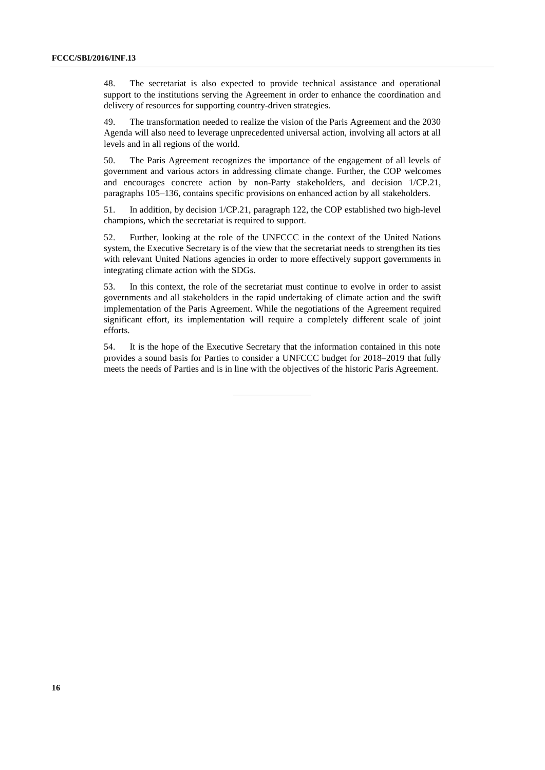48. The secretariat is also expected to provide technical assistance and operational support to the institutions serving the Agreement in order to enhance the coordination and delivery of resources for supporting country-driven strategies.

49. The transformation needed to realize the vision of the Paris Agreement and the 2030 Agenda will also need to leverage unprecedented universal action, involving all actors at all levels and in all regions of the world.

50. The Paris Agreement recognizes the importance of the engagement of all levels of government and various actors in addressing climate change. Further, the COP welcomes and encourages concrete action by non-Party stakeholders, and decision 1/CP.21, paragraphs 105–136, contains specific provisions on enhanced action by all stakeholders.

51. In addition, by decision 1/CP.21, paragraph 122, the COP established two high-level champions, which the secretariat is required to support.

52. Further, looking at the role of the UNFCCC in the context of the United Nations system, the Executive Secretary is of the view that the secretariat needs to strengthen its ties with relevant United Nations agencies in order to more effectively support governments in integrating climate action with the SDGs.

53. In this context, the role of the secretariat must continue to evolve in order to assist governments and all stakeholders in the rapid undertaking of climate action and the swift implementation of the Paris Agreement. While the negotiations of the Agreement required significant effort, its implementation will require a completely different scale of joint efforts.

54. It is the hope of the Executive Secretary that the information contained in this note provides a sound basis for Parties to consider a UNFCCC budget for 2018–2019 that fully meets the needs of Parties and is in line with the objectives of the historic Paris Agreement.